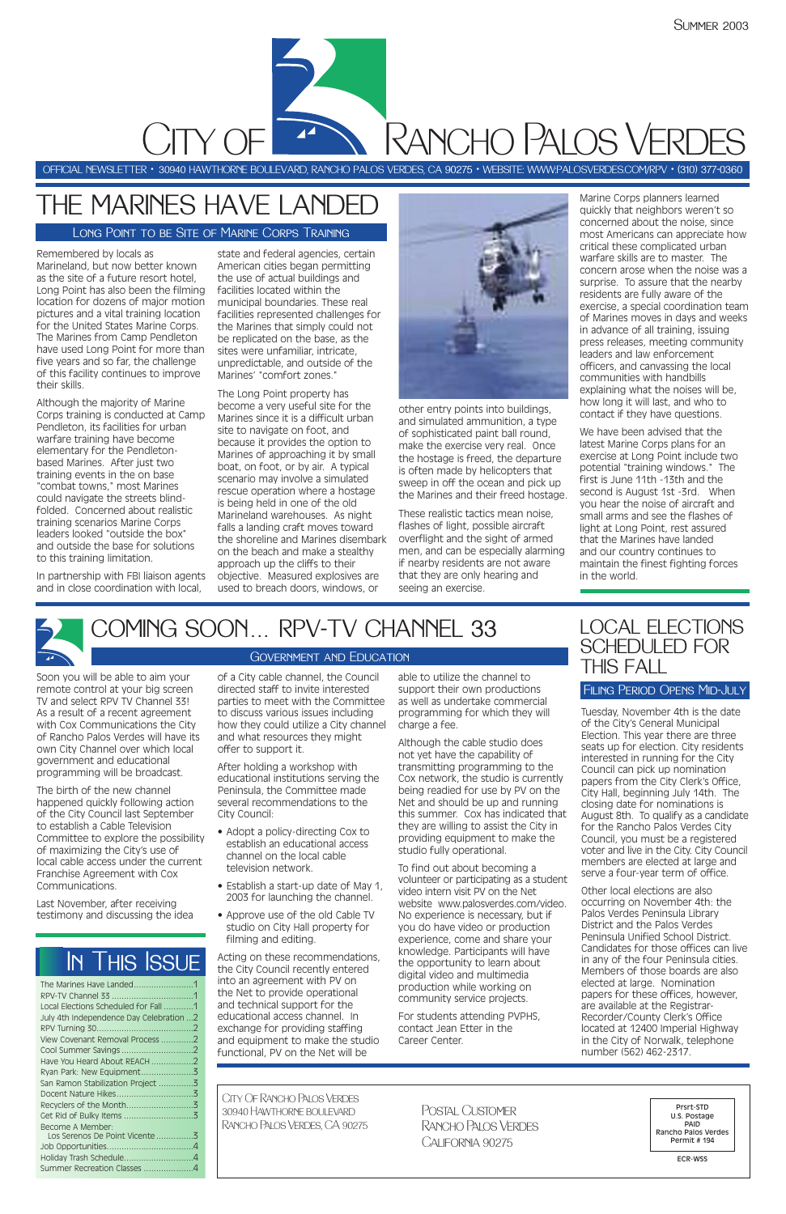Summer 2003

# City of Rancho Palos Verdes

OFFICIAL NEWSLETTER • 30940 HAWTHORNE BOULEVARD, RANCHO PALOS VERDES, CA 90275 • WEBSITE: WWW.PALOSVERDES.COM/RPV • (310) 377-0360

## THE MARINES HAVE LANDED

### Long Point to be Site of Marine Corps Training

Remembered by locals as Marineland, but now better known as the site of a future resort hotel, Long Point has also been the filming location for dozens of major motion pictures and a vital training location for the United States Marine Corps. The Marines from Camp Pendleton have used Long Point for more than five years and so far, the challenge of this facility continues to improve their skills.

Although the majority of Marine Corps training is conducted at Camp Pendleton, its facilities for urban warfare training have become elementary for the Pendleton-based Marines. After just two training events in the on base "combat towns," most Marines could navigate the streets blind-folded. Concerned about realistic training scenarios Marine Corps leaders looked "outside the box" and outside the base for solutions to this training limitation.

In partnership with FBI liaison agents and in close coordination with local, state and federal agencies, certain American cities began permitting the use of actual buildings and facilities located within the municipal boundaries. These real facilities represented challenges for the Marines that simply could not be replicated on the base, as the sites were unfamiliar, intricate, unpredictable, and outside of the Marines' "comfort zones."

The Long Point property has become a very useful site for the Marines since it is a difficult urban site to navigate on foot, and because it provides the option to Marines of approaching it by small boat, on foot, or by air. A typical scenario may involve a simulated rescue operation where a hostage is being held in one of the old Marineland warehouses. As night falls a landing craft moves toward the shoreline and Marines disembark on the beach and make a stealthy approach up the cliffs to their objective. Measured explosives are used to breach doors, windows, or other entry points into buildings, and simulated ammunition, a type of sophisticated paint ball round, make the exercise very real. Once the hostage is freed, the departure is often made by helicopters that sweep in off the ocean and pick up the Marines and their freed hostage.

These realistic tactics mean noise, flashes of light, possible aircraft overflight and the sight of armed men, and can be especially alarming if nearby residents are not aware that they are only hearing and seeing an exercise.

Marine Corps planners learned quickly that neighbors weren't so concerned about the noise, since most Americans can appreciate how critical these complicated urban warfare skills are to master. The concern arose when the noise was a surprise. To assure that the nearby residents are fully aware of the exercise, a special coordination team of Marines moves in days and weeks in advance of all training, issuing press releases, meeting community leaders and law enforcement officers, and canvassing the local communities with handbills explaining what the noises will be, how long it will last, and who to contact if they have questions.

We have been advised that the latest Marine Corps plans for an exercise at Long Point include two potential "training windows." The first is June 11th -13th and the second is August 1st -3rd. When you hear the noise of aircraft and small arms and see the flashes of light at Long Point, rest assured that the Marines have landed and our country continues to maintain the finest fighting forces in the world.

## COMING SOON... RPV-TV CHANNEL 33

### Government and Education

Soon you will be able to aim your remote control at your big screen TV and select RPV TV Channel 33! As a result of a recent agreement with Cox Communications the City of Rancho Palos Verdes will have its own City Channel over which local government and educational programming will be broadcast.

The birth of the new channel happened quickly following action of the City Council last September to establish a Cable Television Committee to explore the possibility of maximizing the City's use of local cable access under the current Franchise Agreement with Cox Communications.

Last November, after receiving testimony and discussing the idea of a City cable channel, the Council directed staff to invite interested parties to meet with the Committee to discuss various issues including how they could utilize a City channel and what resources they might offer to support it.

After holding a workshop with educational institutions serving the Peninsula, the Committee made several recommendations to the City Council:

- Adopt a policy-directing Cox to establish an educational access channel on the local cable television network.
- Establish a start-up date of May 1, 2003 for launching the channel.
- Approve use of the old Cable TV studio on City Hall property for filming and editing.

Acting on these recommendations, the City Council recently entered into an agreement with PV on the Net to provide operational and technical support for the educational access channel. In exchange for providing staffing and equipment to make the studio functional, PV on the Net will be able to utilize the channel to support their own productions as well as undertake commercial programming for which they will charge a fee.

Although the cable studio does not yet have the capability of transmitting programming to the Cox network, the studio is currently being readied for use by PV on the Net and should be up and running this summer. Cox has indicated that they are willing to assist the City in providing equipment to make the studio fully operational.

To find out about becoming a volunteer or participating as a student video intern visit PV on the Net website www.palosverdes.com/video. No experience is necessary, but if you do have video or production experience, come and share your knowledge. Participants will have the opportunity to learn about digital video and multimedia production while working on community service projects.

For students attending PVPHS, contact Jean Etter in the Career Center.

## LOCAL ELECTIONS SCHEDULED FOR THIS FALL

### Filing Period Opens Mid-July

Tuesday, November 4th is the date of the City's General Municipal Election. This year there are three seats up for election. City residents interested in running for the City Council can pick up nomination papers from the City Clerk's Office, City Hall, beginning July 14th. The closing date for nominations is August 8th. To qualify as a candidate for the Rancho Palos Verdes City Council, you must be a registered voter and live in the City. City Council members are elected at large and serve a four-year term of office.

Other local elections are also occurring on November 4th: the Palos Verdes Peninsula Library District and the Palos Verdes Peninsula Unified School District. Candidates for those offices can live in any of the four Peninsula cities. Members of those boards are also elected at large. Nomination papers for these offices, however, are available at the Registrar-Recorder/County Clerk's Office located at 12400 Imperial Highway in the City of Norwalk, telephone number (562) 462-2317.

## In This Issue

- The Marines Have Landed ........ 1
- RPV-TV Channel 33 ........ 1
- Local Elections Scheduled for Fall ........ 1
- July 4th Independence Day Celebration ........ 2
- RPV Turning 30 ........ 2
- View Covenant Removal Process ........ 2
- Cool Summer Savings ........ 2
- Have You Heard About REACH ........ 2
- Ryan Park: New Equipment ........ 3
- San Ramon Stabilization Project ........ 3
- Docent Nature Hikes ........ 3
- Recyclers of the Month ........ 3
- Get Rid of Bulky Items ........ 3
- Become A Member: Los Serenos De Point Vicente ........ 3
- Job Opportunities ........ 4
- Holiday Trash Schedule ........ 4
- Summer Recreation Classes ........ 4

City Of Rancho Palos Verdes
30940 Hawthorne Boulevard
Rancho Palos Verdes, CA 90275

Postal Customer
Rancho Palos Verdes
California 90275

Prsrt-STD
U.S. Postage
PAID
Rancho Palos Verdes
Permit # 194

ECR-WSS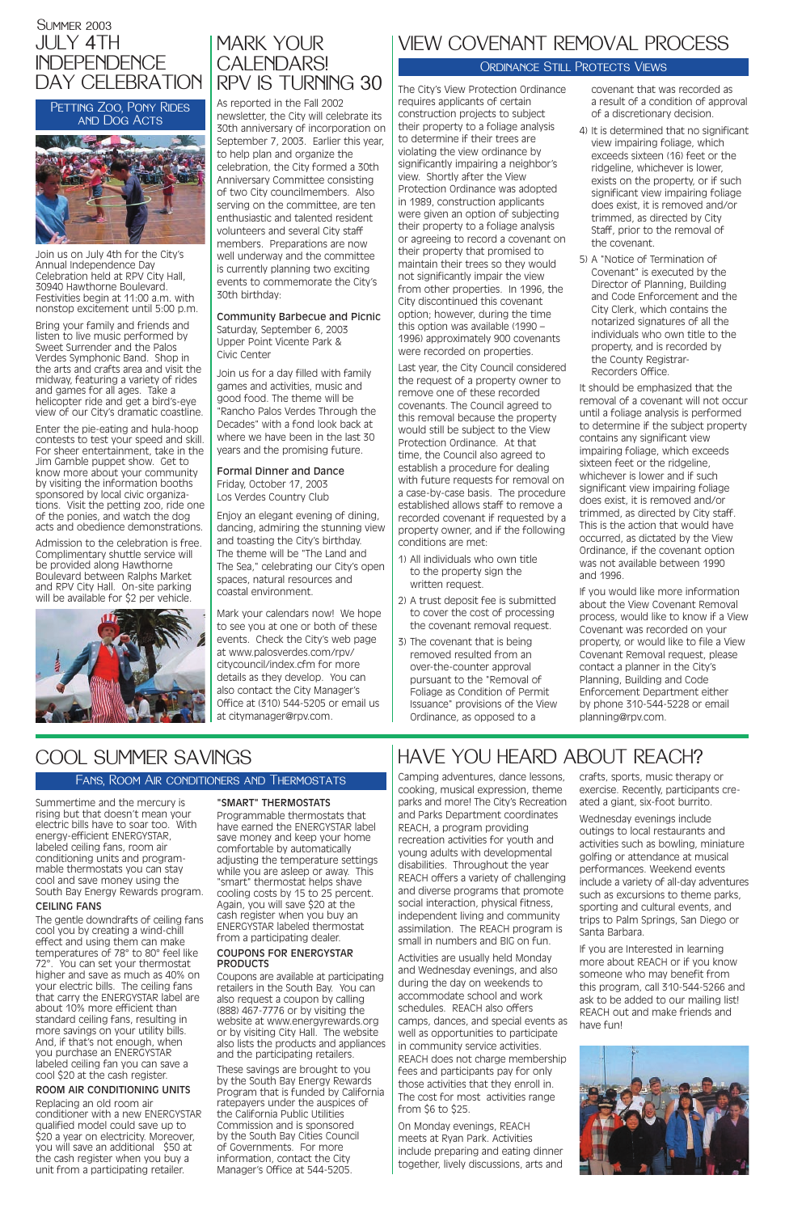Summer 2003

# July 4th Independence Day Celebration

## Petting Zoo, Pony Rides and Dog Acts

Join us on July 4th for the City's Annual Independence Day Celebration held at RPV City Hall, 30940 Hawthorne Boulevard. Festivities begin at 11:00 a.m. with nonstop excitement until 5:00 p.m.

Bring your family and friends and listen to live music performed by Sweet Surrender and the Palos Verdes Symphonic Band. Shop in the arts and crafts area and visit the midway, featuring a variety of rides and games for all ages. Take a helicopter ride and get a bird's-eye view of our City's dramatic coastline.

Enter the pie-eating and hula-hoop contests to test your speed and skill. For sheer entertainment, take in the Jim Gamble puppet show. Get to know more about your community by visiting the information booths sponsored by local civic organizations. Visit the petting zoo, ride one of the ponies, and watch the dog acts and obedience demonstrations.

Admission to the celebration is free. Complimentary shuttle service will be provided along Hawthorne Boulevard between Ralphs Market and RPV City Hall. On-site parking will be available for $2 per vehicle.

# Mark Your Calendars! RPV is Turning 30

As reported in the Fall 2002 newsletter, the City will celebrate its 30th anniversary of incorporation on September 7, 2003. Earlier this year, to help plan and organize the celebration, the City formed a 30th Anniversary Committee consisting of two City councilmembers. Also serving on the committee, are ten enthusiastic and talented resident volunteers and several City staff members. Preparations are now well underway and the committee is currently planning two exciting events to commemorate the City's 30th birthday:

**Community Barbecue and Picnic**
Saturday, September 6, 2003
Upper Point Vicente Park & Civic Center

Join us for a day filled with family games and activities, music and good food. The theme will be "Rancho Palos Verdes Through the Decades" with a fond look back at where we have been in the last 30 years and the promising future.

**Formal Dinner and Dance**
Friday, October 17, 2003
Los Verdes Country Club

Enjoy an elegant evening of dining, dancing, admiring the stunning view and toasting the City's birthday. The theme will be "The Land and The Sea," celebrating our City's open spaces, natural resources and coastal environment.

Mark your calendars now! We hope to see you at one or both of these events. Check the City's web page at www.palosverdes.com/rpv/citycouncil/index.cfm for more details as they develop. You can also contact the City Manager's Office at (310) 544-5205 or email us at citymanager@rpv.com.

# View Covenant Removal Process

## Ordinance Still Protects Views

The City's View Protection Ordinance requires applicants of certain construction projects to subject their property to a foliage analysis to determine if their trees are violating the view ordinance by significantly impairing a neighbor's view. Shortly after the View Protection Ordinance was adopted in 1989, construction applicants were given an option of subjecting their property to a foliage analysis or agreeing to record a covenant on their property that promised to maintain their trees so they would not significantly impair the view from other properties. In 1996, the City discontinued this covenant option; however, during the time this option was available (1990 – 1996) approximately 900 covenants were recorded on properties.

Last year, the City Council considered the request of a property owner to remove one of these recorded covenants. The Council agreed to this removal because the property would still be subject to the View Protection Ordinance. At that time, the Council also agreed to establish a procedure for dealing with future requests for removal on a case-by-case basis. The procedure established allows staff to remove a recorded covenant if requested by a property owner, and if the following conditions are met:

1) All individuals who own title to the property sign the written request.
2) A trust deposit fee is submitted to cover the cost of processing the covenant removal request.
3) The covenant that is being removed resulted from an over-the-counter approval pursuant to the "Removal of Foliage as Condition of Permit Issuance" provisions of the View Ordinance, as opposed to a covenant that was recorded as a result of a condition of approval of a discretionary decision.
4) It is determined that no significant view impairing foliage, which exceeds sixteen (16) feet or the ridgeline, whichever is lower, exists on the property, or if such significant view impairing foliage does exist, it is removed and/or trimmed, as directed by City Staff, prior to the removal of the covenant.
5) A "Notice of Termination of Covenant" is executed by the Director of Planning, Building and Code Enforcement and the City Clerk, which contains the notarized signatures of all the individuals who own title to the property, and is recorded by the County Registrar-Recorders Office.

It should be emphasized that the removal of a covenant will not occur until a foliage analysis is performed to determine if the subject property contains any significant view impairing foliage, which exceeds sixteen feet or the ridgeline, whichever is lower and if such significant view impairing foliage does exist, it is removed and/or trimmed, as directed by City staff. This is the action that would have occurred, as dictated by the View Ordinance, if the covenant option was not available between 1990 and 1996.

If you would like more information about the View Covenant Removal process, would like to know if a View Covenant was recorded on your property, or would like to file a View Covenant Removal request, please contact a planner in the City's Planning, Building and Code Enforcement Department either by phone 310-544-5228 or email planning@rpv.com.

# Cool Summer Savings

## Fans, Room Air Conditioners and Thermostats

Summertime and the mercury is rising but that doesn't mean your electric bills have to soar too. With energy-efficient ENERGYSTAR, labeled ceiling fans, room air conditioning units and programmable thermostats you can stay cool and save money using the South Bay Energy Rewards program.

**CEILING FANS**

The gentle downdrafts of ceiling fans cool you by creating a wind-chill effect and using them can make temperatures of 78° to 80° feel like 72°. You can set your thermostat higher and save as much as 40% on your electric bills. The ceiling fans that carry the ENERGYSTAR label are about 10% more efficient than standard ceiling fans, resulting in more savings on your utility bills. And, if that's not enough, when you purchase an ENERGYSTAR labeled ceiling fan you can save a cool $20 at the cash register.

**ROOM AIR CONDITIONING UNITS**

Replacing an old room air conditioner with a new ENERGYSTAR qualified model could save up to $20 a year on electricity. Moreover, you will save an additional $50 at the cash register when you buy a unit from a participating retailer.

**"SMART" THERMOSTATS**

Programmable thermostats that have earned the ENERGYSTAR label save money and keep your home comfortable by automatically adjusting the temperature settings while you are asleep or away. This "smart" thermostat helps shave cooling costs by 15 to 25 percent. Again, you will save $20 at the cash register when you buy an ENERGYSTAR labeled thermostat from a participating dealer.

**COUPONS FOR ENERGYSTAR PRODUCTS**

Coupons are available at participating retailers in the South Bay. You can also request a coupon by calling (888) 467-7776 or by visiting the website at www.energyrewards.org or by visiting City Hall. The website also lists the products and appliances and the participating retailers.

These savings are brought to you by the South Bay Energy Rewards Program that is funded by California ratepayers under the auspices of the California Public Utilities Commission and is sponsored by the South Bay Cities Council of Governments. For more information, contact the City Manager's Office at 544-5205.

# Have You Heard About REACH?

Camping adventures, dance lessons, cooking, musical expression, theme parks and more! The City's Recreation and Parks Department coordinates REACH, a program providing recreation activities for youth and young adults with developmental disabilities. Throughout the year REACH offers a variety of challenging and diverse programs that promote social interaction, physical fitness, independent living and community assimilation. The REACH program is small in numbers and BIG on fun.

Activities are usually held Monday and Wednesday evenings, and also during the day on weekends to accommodate school and work schedules. REACH also offers camps, dances, and special events as well as opportunities to participate in community service activities. REACH does not charge membership fees and participants pay for only those activities that they enroll in. The cost for most activities range from $6 to $25.

On Monday evenings, REACH meets at Ryan Park. Activities include preparing and eating dinner together, lively discussions, arts and crafts, sports, music therapy or exercise. Recently, participants created a giant, six-foot burrito.

Wednesday evenings include outings to local restaurants and activities such as bowling, miniature golfing or attendance at musical performances. Weekend events include a variety of all-day adventures such as excursions to theme parks, sporting and cultural events, and trips to Palm Springs, San Diego or Santa Barbara.

If you are interested in learning more about REACH or if you know someone who may benefit from this program, call 310-544-5266 and ask to be added to our mailing list! REACH out and make friends and have fun!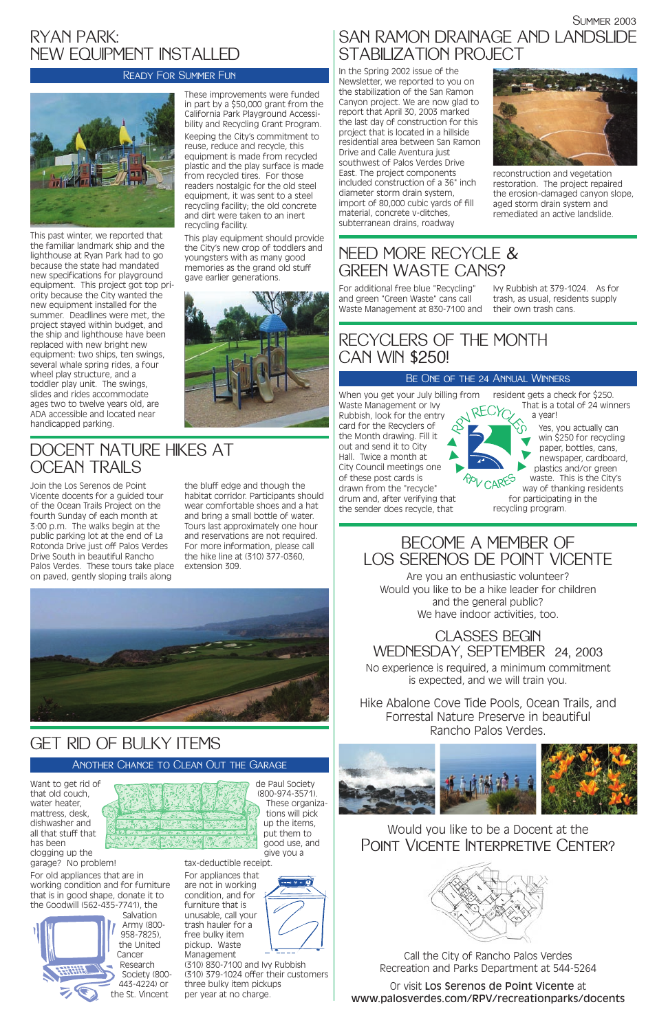# Ryan Park: New Equipment Installed

### Ready For Summer Fun

This past winter, we reported that the familiar landmark ship and the lighthouse at Ryan Park had to go because the state had mandated new specifications for playground equipment. This project got top priority because the City wanted the new equipment installed for the summer. Deadlines were met, the project stayed within budget, and the ship and lighthouse have been replaced with new bright new equipment: two ships, ten swings, several whale spring rides, a four wheel play structure, and a toddler play unit. The swings, slides and rides accommodate ages two to twelve years old, are ADA accessible and located near handicapped parking.

These improvements were funded in part by a $50,000 grant from the California Park Playground Accessibility and Recycling Grant Program.

Keeping the City's commitment to reuse, reduce and recycle, this equipment is made from recycled plastic and the play surface is made from recycled tires. For those readers nostalgic for the old steel equipment, it was sent to a steel recycling facility; the old concrete and dirt were taken to an inert recycling facility.

This play equipment should provide the City's new crop of toddlers and youngsters with as many good memories as the grand old stuff gave earlier generations.

# Docent Nature Hikes at Ocean Trails

Join the Los Serenos de Point Vicente docents for a guided tour of the Ocean Trails Project on the fourth Sunday of each month at 3:00 p.m. The walks begin at the public parking lot at the end of La Rotonda Drive just off Palos Verdes Drive South in beautiful Rancho Palos Verdes. These tours take place on paved, gently sloping trails along the bluff edge and though the habitat corridor. Participants should wear comfortable shoes and a hat and bring a small bottle of water. Tours last approximately one hour and reservations are not required. For more information, please call the hike line at (310) 377-0360, extension 309.

# Get Rid of Bulky Items

### Another Chance to Clean Out the Garage

Want to get rid of that old couch, water heater, mattress, desk, dishwasher and all that stuff that has been clogging up the garage? No problem!

For old appliances that are in working condition and for furniture that is in good shape, donate it to the Goodwill (562-435-7741), the Salvation Army (800-958-7825), the United Cancer Research Society (800-443-4224) or the St. Vincent de Paul Society (800-974-3571). These organizations will pick up the items, put them to good use, and give you a tax-deductible receipt.

For appliances that are not in working condition, and for furniture that is unusable, call your trash hauler for a free bulky item pickup. Waste Management (310) 830-7100 and Ivy Rubbish (310) 379-1024 offer their customers three bulky item pickups per year at no charge.

# San Ramon Drainage and Landslide Stabilization Project

In the Spring 2002 issue of the Newsletter, we reported to you on the stabilization of the San Ramon Canyon project. We are now glad to report that April 30, 2003 marked the last day of construction for this project that is located in a hillside residential area between San Ramon Drive and Calle Aventura just southwest of Palos Verdes Drive East. The project components included construction of a 36" inch diameter storm drain system, import of 80,000 cubic yards of fill material, concrete v-ditches, subterranean drains, roadway reconstruction and vegetation restoration. The project repaired the erosion-damaged canyon slope, aged storm drain system and remediated an active landslide.

# Need More Recycle & Green Waste Cans?

For additional free blue "Recycling" and green "Green Waste" cans call Waste Management at 830-7100 and Ivy Rubbish at 379-1024. As for trash, as usual, residents supply their own trash cans.

# Recyclers of the Month Can Win $250!

### Be One of the 24 Annual Winners

When you get your July billing from Waste Management or Ivy Rubbish, look for the entry card for the Recyclers of the Month drawing. Fill it out and send it to City Hall. Twice a month at City Council meetings one of these post cards is drawn from the "recycle" drum and, after verifying that the sender does recycle, that resident gets a check for $250. That is a total of 24 winners a year!

Yes, you actually can win $250 for recycling paper, bottles, cans, newspaper, cardboard, plastics and/or green waste. This is the City's way of thanking residents for participating in the recycling program.

# Become a Member of Los Serenos de Point Vicente

Are you an enthusiastic volunteer?
Would you like to be a hike leader for children and the general public?
We have indoor activities, too.

## Classes Begin Wednesday, September 24, 2003

No experience is required, a minimum commitment is expected, and we will train you.

Hike Abalone Cove Tide Pools, Ocean Trails, and Forrestal Nature Preserve in beautiful Rancho Palos Verdes.

Would you like to be a Docent at the **Point Vicente Interpretive Center?**

Call the City of Rancho Palos Verdes Recreation and Parks Department at 544-5264

Or visit **Los Serenos de Point Vicente** at www.palosverdes.com/RPV/recreationparks/docents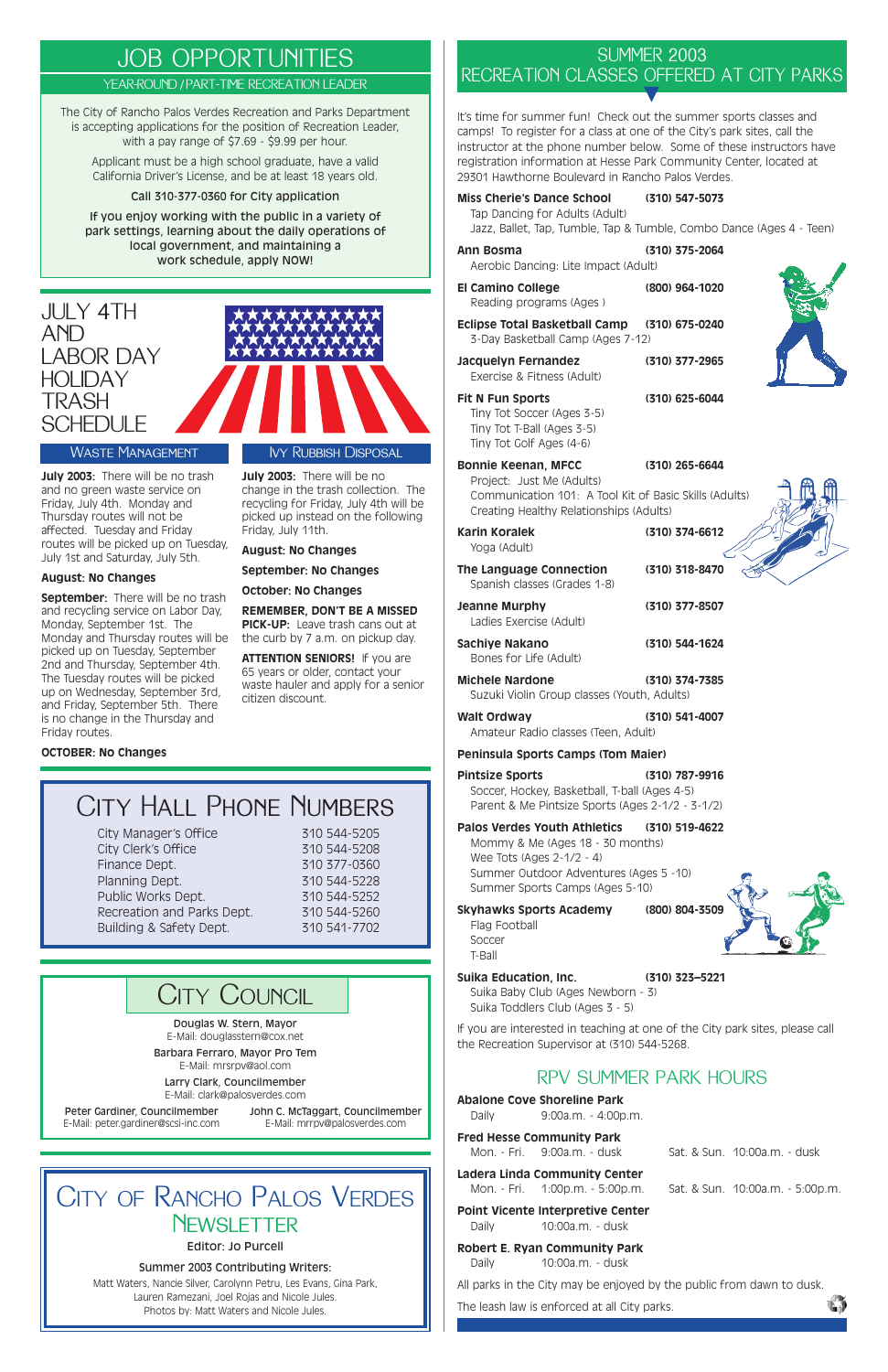# JOB OPPORTUNITIES

## YEAR-ROUND / PART-TIME RECREATION LEADER

The City of Rancho Palos Verdes Recreation and Parks Department is accepting applications for the position of Recreation Leader, with a pay range of $7.69 - $9.99 per hour.

Applicant must be a high school graduate, have a valid California Driver's License, and be at least 18 years old.

Call 310-377-0360 for City application

If you enjoy working with the public in a variety of park settings, learning about the daily operations of local government, and maintaining a work schedule, apply NOW!

# JULY 4TH AND LABOR DAY HOLIDAY TRASH SCHEDULE

## Waste Management

**July 2003:** There will be no trash and no green waste service on Friday, July 4th. Monday and Thursday routes will not be affected. Tuesday and Friday routes will be picked up on Tuesday, July 1st and Saturday, July 5th.

**August: No Changes**

**September:** There will be no trash and recycling service on Labor Day, Monday, September 1st. The Monday and Thursday routes will be picked up on Tuesday, September 2nd and Thursday, September 4th. The Tuesday routes will be picked up on Wednesday, September 3rd, and Friday, September 5th. There is no change in the Thursday and Friday routes.

**OCTOBER: No Changes**

## Ivy Rubbish Disposal

**July 2003:** There will be no change in the trash collection. The recycling for Friday, July 4th will be picked up instead on the following Friday, July 11th.

**August: No Changes**

**September: No Changes**

**October: No Changes**

**REMEMBER, DON'T BE A MISSED PICK-UP:** Leave trash cans out at the curb by 7 a.m. on pickup day.

**ATTENTION SENIORS!** If you are 65 years or older, contact your waste hauler and apply for a senior citizen discount.

# City Hall Phone Numbers

| | |
|---|---|
| City Manager's Office | 310 544-5205 |
| City Clerk's Office | 310 544-5208 |
| Finance Dept. | 310 377-0360 |
| Planning Dept. | 310 544-5228 |
| Public Works Dept. | 310 544-5252 |
| Recreation and Parks Dept. | 310 544-5260 |
| Building & Safety Dept. | 310 541-7702 |

# City Council

**Douglas W. Stern, Mayor**
E-Mail: douglasstern@cox.net

**Barbara Ferraro, Mayor Pro Tem**
E-Mail: mrsrpv@aol.com

**Larry Clark, Councilmember**
E-Mail: clark@palosverdes.com

**Peter Gardiner, Councilmember**
E-Mail: peter.gardiner@scsi-inc.com

**John C. McTaggart, Councilmember**
E-Mail: mrrpv@palosverdes.com

# City of Rancho Palos Verdes Newsletter

Editor: Jo Purcell

Summer 2003 Contributing Writers:
Matt Waters, Nancie Silver, Carolynn Petru, Les Evans, Gina Park, Lauren Ramezani, Joel Rojas and Nicole Jules.
Photos by: Matt Waters and Nicole Jules.

# SUMMER 2003 RECREATION CLASSES OFFERED AT CITY PARKS

It's time for summer fun! Check out the summer sports classes and camps! To register for a class at one of the City's park sites, call the instructor at the phone number below. Some of these instructors have registration information at Hesse Park Community Center, located at 29301 Hawthorne Boulevard in Rancho Palos Verdes.

**Miss Cherie's Dance School** (310) 547-5073
Tap Dancing for Adults (Adult)
Jazz, Ballet, Tap, Tumble, Tap & Tumble, Combo Dance (Ages 4 - Teen)

**Ann Bosma** (310) 375-2064
Aerobic Dancing: Lite Impact (Adult)

**El Camino College** (800) 964-1020
Reading programs (Ages )

**Eclipse Total Basketball Camp** (310) 675-0240
3-Day Basketball Camp (Ages 7-12)

**Jacquelyn Fernandez** (310) 377-2965
Exercise & Fitness (Adult)

**Fit N Fun Sports** (310) 625-6044
Tiny Tot Soccer (Ages 3-5)
Tiny Tot T-Ball (Ages 3-5)
Tiny Tot Golf Ages (4-6)

**Bonnie Keenan, MFCC** (310) 265-6644
Project: Just Me (Adults)
Communication 101: A Tool Kit of Basic Skills (Adults)
Creating Healthy Relationships (Adults)

**Karin Koralek** (310) 374-6612
Yoga (Adult)

**The Language Connection** (310) 318-8470
Spanish classes (Grades 1-8)

**Jeanne Murphy** (310) 377-8507
Ladies Exercise (Adult)

**Sachiye Nakano** (310) 544-1624
Bones for Life (Adult)

**Michele Nardone** (310) 374-7385
Suzuki Violin Group classes (Youth, Adults)

**Walt Ordway** (310) 541-4007
Amateur Radio classes (Teen, Adult)

**Peninsula Sports Camps (Tom Maier)**

**Pintsize Sports** (310) 787-9916
Soccer, Hockey, Basketball, T-ball (Ages 4-5)
Parent & Me Pintsize Sports (Ages 2-1/2 - 3-1/2)

**Palos Verdes Youth Athletics** (310) 519-4622
Mommy & Me (Ages 18 - 30 months)
Wee Tots (Ages 2-1/2 - 4)
Summer Outdoor Adventures (Ages 5 -10)
Summer Sports Camps (Ages 5-10)

**Skyhawks Sports Academy** (800) 804-3509
Flag Football
Soccer
T-Ball

**Suika Education, Inc.** (310) 323–5221
Suika Baby Club (Ages Newborn - 3)
Suika Toddlers Club (Ages 3 - 5)

If you are interested in teaching at one of the City park sites, please call the Recreation Supervisor at (310) 544-5268.

## RPV SUMMER PARK HOURS

**Abalone Cove Shoreline Park**
Daily 9:00a.m. - 4:00p.m.

**Fred Hesse Community Park**
Mon. - Fri. 9:00a.m. - dusk — Sat. & Sun. 10:00a.m. - dusk

**Ladera Linda Community Center**
Mon. - Fri. 1:00p.m. - 5:00p.m. — Sat. & Sun. 10:00a.m. - 5:00p.m.

**Point Vicente Interpretive Center**
Daily 10:00a.m. - dusk

**Robert E. Ryan Community Park**
Daily 10:00a.m. - dusk

All parks in the City may be enjoyed by the public from dawn to dusk.

The leash law is enforced at all City parks.